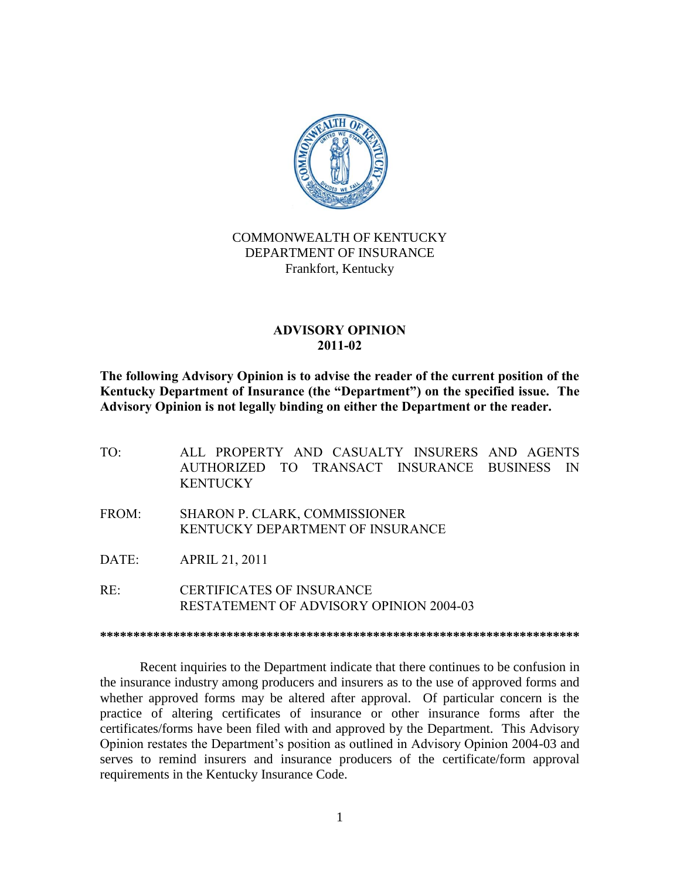COMMONWEALTH OF KENTUCKY
DEPARTMENT OF INSURANCE
Frankfort, Kentucky

# ADVISORY OPINION 2011-02

**The following Advisory Opinion is to advise the reader of the current position of the Kentucky Department of Insurance (the "Department") on the specified issue. The Advisory Opinion is not legally binding on either the Department or the reader.**

TO: ALL PROPERTY AND CASUALTY INSURERS AND AGENTS AUTHORIZED TO TRANSACT INSURANCE BUSINESS IN KENTUCKY

FROM: SHARON P. CLARK, COMMISSIONER
KENTUCKY DEPARTMENT OF INSURANCE

DATE: APRIL 21, 2011

RE: CERTIFICATES OF INSURANCE
RESTATEMENT OF ADVISORY OPINION 2004-03

**************************************************************************

Recent inquiries to the Department indicate that there continues to be confusion in the insurance industry among producers and insurers as to the use of approved forms and whether approved forms may be altered after approval. Of particular concern is the practice of altering certificates of insurance or other insurance forms after the certificates/forms have been filed with and approved by the Department. This Advisory Opinion restates the Department's position as outlined in Advisory Opinion 2004-03 and serves to remind insurers and insurance producers of the certificate/form approval requirements in the Kentucky Insurance Code.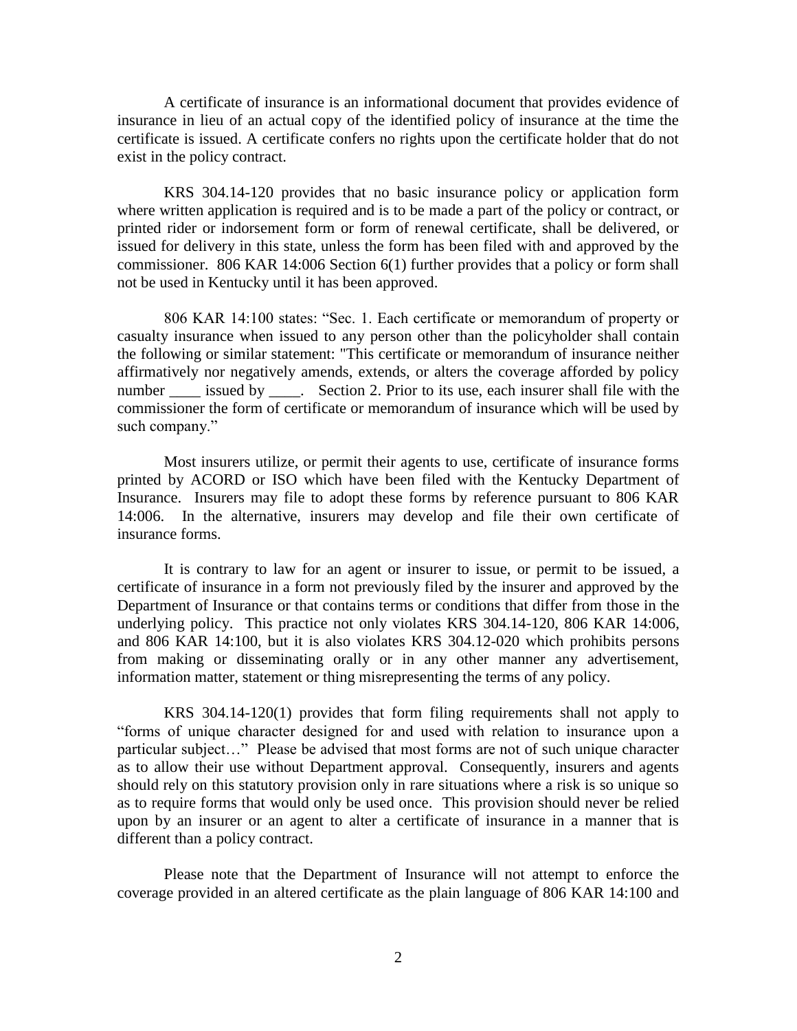A certificate of insurance is an informational document that provides evidence of insurance in lieu of an actual copy of the identified policy of insurance at the time the certificate is issued. A certificate confers no rights upon the certificate holder that do not exist in the policy contract.

KRS 304.14-120 provides that no basic insurance policy or application form where written application is required and is to be made a part of the policy or contract, or printed rider or indorsement form or form of renewal certificate, shall be delivered, or issued for delivery in this state, unless the form has been filed with and approved by the commissioner. 806 KAR 14:006 Section 6(1) further provides that a policy or form shall not be used in Kentucky until it has been approved.

806 KAR 14:100 states: "Sec. 1. Each certificate or memorandum of property or casualty insurance when issued to any person other than the policyholder shall contain the following or similar statement: "This certificate or memorandum of insurance neither affirmatively nor negatively amends, extends, or alters the coverage afforded by policy number ____ issued by ____. Section 2. Prior to its use, each insurer shall file with the commissioner the form of certificate or memorandum of insurance which will be used by such company."

Most insurers utilize, or permit their agents to use, certificate of insurance forms printed by ACORD or ISO which have been filed with the Kentucky Department of Insurance. Insurers may file to adopt these forms by reference pursuant to 806 KAR 14:006. In the alternative, insurers may develop and file their own certificate of insurance forms.

It is contrary to law for an agent or insurer to issue, or permit to be issued, a certificate of insurance in a form not previously filed by the insurer and approved by the Department of Insurance or that contains terms or conditions that differ from those in the underlying policy. This practice not only violates KRS 304.14-120, 806 KAR 14:006, and 806 KAR 14:100, but it is also violates KRS 304.12-020 which prohibits persons from making or disseminating orally or in any other manner any advertisement, information matter, statement or thing misrepresenting the terms of any policy.

KRS 304.14-120(1) provides that form filing requirements shall not apply to "forms of unique character designed for and used with relation to insurance upon a particular subject…" Please be advised that most forms are not of such unique character as to allow their use without Department approval. Consequently, insurers and agents should rely on this statutory provision only in rare situations where a risk is so unique so as to require forms that would only be used once. This provision should never be relied upon by an insurer or an agent to alter a certificate of insurance in a manner that is different than a policy contract.

Please note that the Department of Insurance will not attempt to enforce the coverage provided in an altered certificate as the plain language of 806 KAR 14:100 and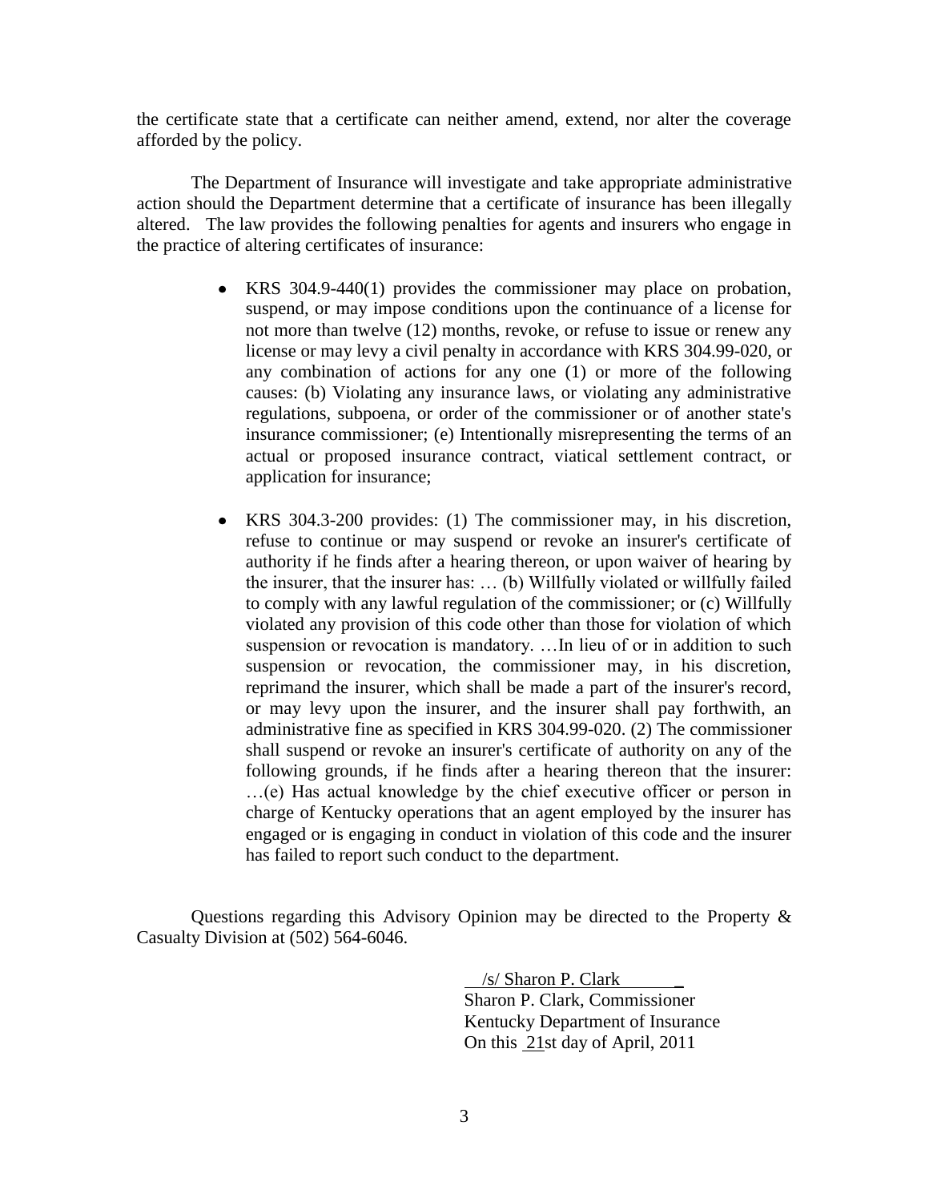the certificate state that a certificate can neither amend, extend, nor alter the coverage afforded by the policy.

The Department of Insurance will investigate and take appropriate administrative action should the Department determine that a certificate of insurance has been illegally altered. The law provides the following penalties for agents and insurers who engage in the practice of altering certificates of insurance:

- KRS 304.9-440(1) provides the commissioner may place on probation, suspend, or may impose conditions upon the continuance of a license for not more than twelve (12) months, revoke, or refuse to issue or renew any license or may levy a civil penalty in accordance with KRS 304.99-020, or any combination of actions for any one (1) or more of the following causes: (b) Violating any insurance laws, or violating any administrative regulations, subpoena, or order of the commissioner or of another state's insurance commissioner; (e) Intentionally misrepresenting the terms of an actual or proposed insurance contract, viatical settlement contract, or application for insurance;

- KRS 304.3-200 provides: (1) The commissioner may, in his discretion, refuse to continue or may suspend or revoke an insurer's certificate of authority if he finds after a hearing thereon, or upon waiver of hearing by the insurer, that the insurer has: … (b) Willfully violated or willfully failed to comply with any lawful regulation of the commissioner; or (c) Willfully violated any provision of this code other than those for violation of which suspension or revocation is mandatory. …In lieu of or in addition to such suspension or revocation, the commissioner may, in his discretion, reprimand the insurer, which shall be made a part of the insurer's record, or may levy upon the insurer, and the insurer shall pay forthwith, an administrative fine as specified in KRS 304.99-020. (2) The commissioner shall suspend or revoke an insurer's certificate of authority on any of the following grounds, if he finds after a hearing thereon that the insurer: …(e) Has actual knowledge by the chief executive officer or person in charge of Kentucky operations that an agent employed by the insurer has engaged or is engaging in conduct in violation of this code and the insurer has failed to report such conduct to the department.

Questions regarding this Advisory Opinion may be directed to the Property & Casualty Division at (502) 564-6046.

/s/ Sharon P. Clark
Sharon P. Clark, Commissioner
Kentucky Department of Insurance
On this 21st day of April, 2011